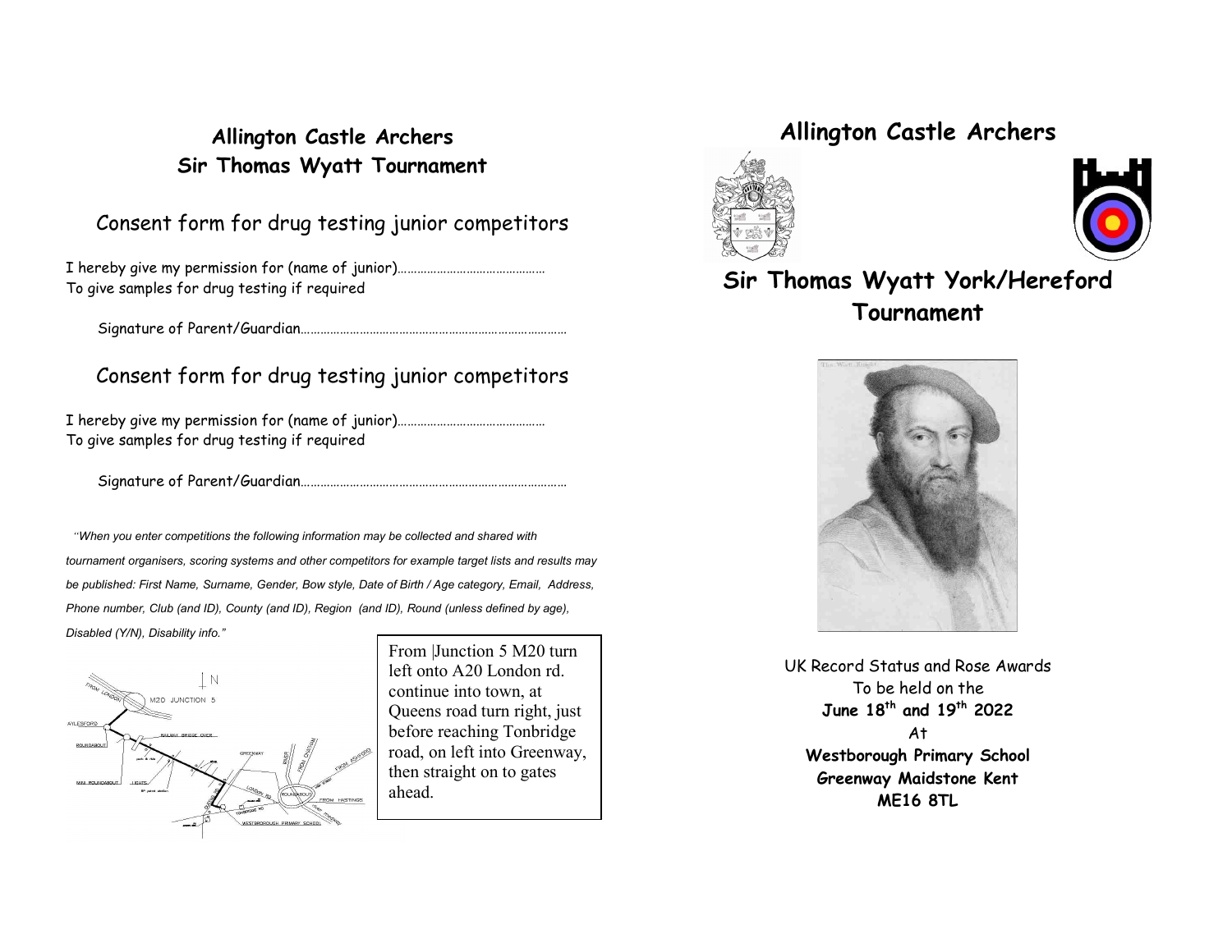## Allington Castle Archers
## Sir Thomas Wyatt Tournament

### Consent form for drug testing junior competitors

I hereby give my permission for (name of junior)……………………………………
To give samples for drug testing if required

Signature of Parent/Guardian………………………………………………………………………

### Consent form for drug testing junior competitors

I hereby give my permission for (name of junior)……………………………………
To give samples for drug testing if required

Signature of Parent/Guardian………………………………………………………………………

*"When you enter competitions the following information may be collected and shared with tournament organisers, scoring systems and other competitors for example target lists and results may be published: First Name, Surname, Gender, Bow style, Date of Birth / Age category, Email, Address, Phone number, Club (and ID), County (and ID), Region (and ID), Round (unless defined by age), Disabled (Y/N), Disability info."*

From Junction 5 M20 turn left onto A20 London rd. continue into town, at Queens road turn right, just before reaching Tonbridge road, on left into Greenway, then straight on to gates ahead.

# Allington Castle Archers

## Sir Thomas Wyatt York/Hereford Tournament

UK Record Status and Rose Awards
To be held on the
**June 18th and 19th 2022**
At
**Westborough Primary School**
**Greenway Maidstone Kent**
**ME16 8TL**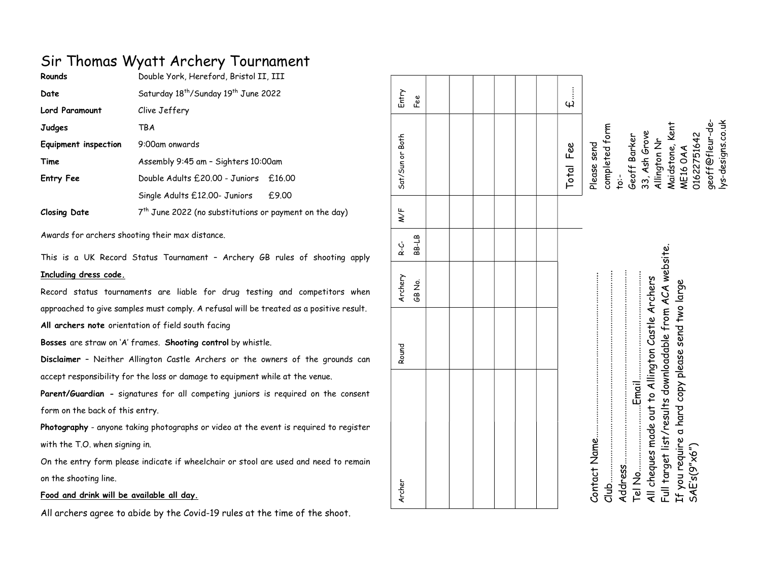# Sir Thomas Wyatt Archery Tournament

| | |
|---|---|
| **Rounds** | Double York, Hereford, Bristol II, III |
| **Date** | Saturday 18th/Sunday 19th June 2022 |
| **Lord Paramount** | Clive Jeffery |
| **Judges** | TBA |
| **Equipment inspection** | 9:00am onwards |
| **Time** | Assembly 9:45 am – Sighters 10:00am |
| **Entry Fee** | Double Adults £20.00 - Juniors £16.00 |
| | Single Adults £12.00- Juniors £9.00 |
| **Closing Date** | 7th June 2022 (no substitutions or payment on the day) |

Awards for archers shooting their max distance.

This is a UK Record Status Tournament – Archery GB rules of shooting apply **Including dress code.**

Record status tournaments are liable for drug testing and competitors when approached to give samples must comply. A refusal will be treated as a positive result.

**All archers note** orientation of field south facing

**Bosses** are straw on 'A' frames. **Shooting control** by whistle.

**Disclaimer** – Neither Allington Castle Archers or the owners of the grounds can accept responsibility for the loss or damage to equipment while at the venue.

**Parent/Guardian -** signatures for all competing juniors is required on the consent form on the back of this entry.

**Photography** - anyone taking photographs or video at the event is required to register with the T.O. when signing in.

On the entry form please indicate if wheelchair or stool are used and need to remain on the shooting line.

**Food and drink will be available all day.**

All archers agree to abide by the Covid-19 rules at the time of the shoot.

| Archer | Round | Archery GB No. | R-C-BB-LB | M/F | Sat/Sun or Both | Entry Fee |
|---|---|---|---|---|---|---|
| | | | | | | |
| | | | | | | |
| | | | | | | |
| | | | | | | |
| | | | | | | |
| | | | | | | |
| | | | | | Total Fee | £...... |

Contact Name.......................................

Club.......................................

Address.......................................

Tel No.....................Email.......................

All cheques made out to Allington Castle Archers

Full target list/results downloadable from ACA website.

If you require a hard copy please send two large SAE's(9"x6")

Please send completed form to:-
Geoff Barker
33, Ash Grove
Allington Nr
Maidstone, Kent
ME16 0AA
01622751642
geoff@fleur-de-lys-designs.co.uk